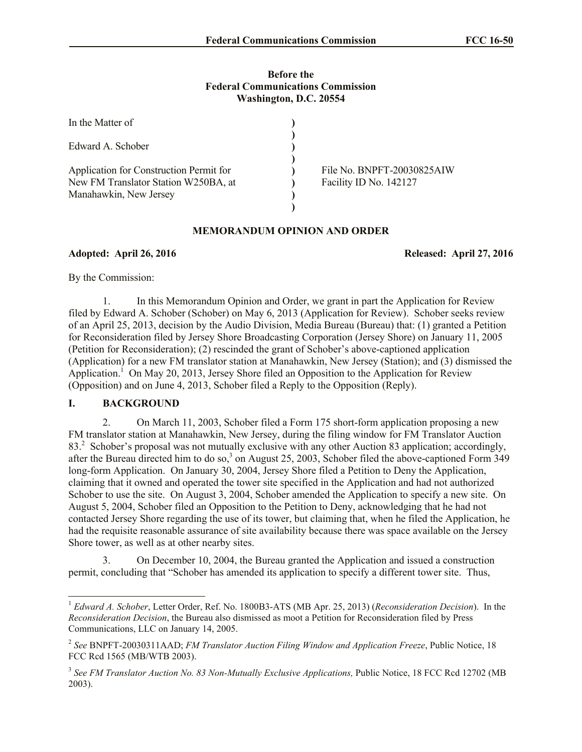**Before the**
**Federal Communications Commission**
**Washington, D.C. 20554**

| | | |
|---|---|---|
| In the Matter of | ) | |
| | ) | |
| Edward A. Schober | ) | |
| | ) | |
| Application for Construction Permit for | ) | File No. BNPFT-20030825AIW |
| New FM Translator Station W250BA, at | ) | Facility ID No. 142127 |
| Manahawkin, New Jersey | ) | |
| | ) | |

## MEMORANDUM OPINION AND ORDER

**Adopted: April 26, 2016** **Released: April 27, 2016**

By the Commission:

1. In this Memorandum Opinion and Order, we grant in part the Application for Review filed by Edward A. Schober (Schober) on May 6, 2013 (Application for Review). Schober seeks review of an April 25, 2013, decision by the Audio Division, Media Bureau (Bureau) that: (1) granted a Petition for Reconsideration filed by Jersey Shore Broadcasting Corporation (Jersey Shore) on January 11, 2005 (Petition for Reconsideration); (2) rescinded the grant of Schober's above-captioned application (Application) for a new FM translator station at Manahawkin, New Jersey (Station); and (3) dismissed the Application.[1] On May 20, 2013, Jersey Shore filed an Opposition to the Application for Review (Opposition) and on June 4, 2013, Schober filed a Reply to the Opposition (Reply).

## I. BACKGROUND

2. On March 11, 2003, Schober filed a Form 175 short-form application proposing a new FM translator station at Manahawkin, New Jersey, during the filing window for FM Translator Auction 83.[2] Schober's proposal was not mutually exclusive with any other Auction 83 application; accordingly, after the Bureau directed him to do so,[3] on August 25, 2003, Schober filed the above-captioned Form 349 long-form Application. On January 30, 2004, Jersey Shore filed a Petition to Deny the Application, claiming that it owned and operated the tower site specified in the Application and had not authorized Schober to use the site. On August 3, 2004, Schober amended the Application to specify a new site. On August 5, 2004, Schober filed an Opposition to the Petition to Deny, acknowledging that he had not contacted Jersey Shore regarding the use of its tower, but claiming that, when he filed the Application, he had the requisite reasonable assurance of site availability because there was space available on the Jersey Shore tower, as well as at other nearby sites.

3. On December 10, 2004, the Bureau granted the Application and issued a construction permit, concluding that "Schober has amended its application to specify a different tower site. Thus,

---

[1] *Edward A. Schober*, Letter Order, Ref. No. 1800B3-ATS (MB Apr. 25, 2013) (*Reconsideration Decision*). In the *Reconsideration Decision*, the Bureau also dismissed as moot a Petition for Reconsideration filed by Press Communications, LLC on January 14, 2005.

[2] *See* BNPFT-20030311AAD; *FM Translator Auction Filing Window and Application Freeze*, Public Notice, 18 FCC Rcd 1565 (MB/WTB 2003).

[3] *See FM Translator Auction No. 83 Non-Mutually Exclusive Applications,* Public Notice, 18 FCC Rcd 12702 (MB 2003).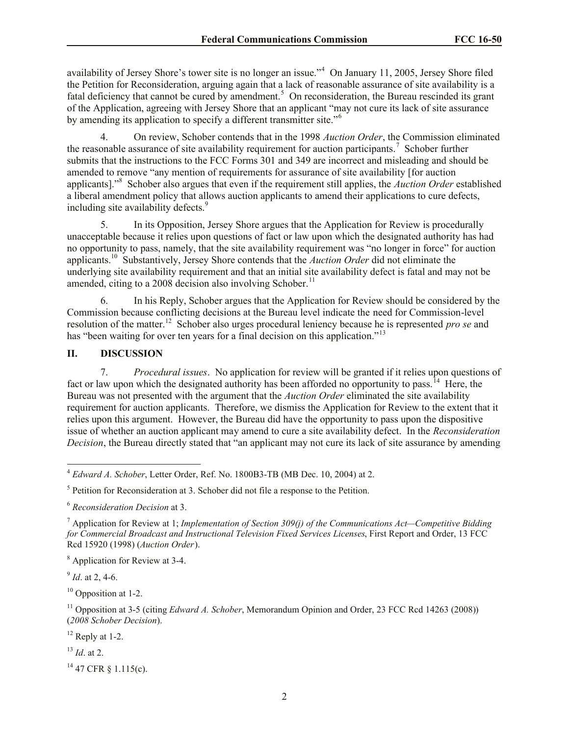availability of Jersey Shore's tower site is no longer an issue."[4] On January 11, 2005, Jersey Shore filed the Petition for Reconsideration, arguing again that a lack of reasonable assurance of site availability is a fatal deficiency that cannot be cured by amendment.[5] On reconsideration, the Bureau rescinded its grant of the Application, agreeing with Jersey Shore that an applicant "may not cure its lack of site assurance by amending its application to specify a different transmitter site."[6]

4. On review, Schober contends that in the 1998 *Auction Order*, the Commission eliminated the reasonable assurance of site availability requirement for auction participants.[7] Schober further submits that the instructions to the FCC Forms 301 and 349 are incorrect and misleading and should be amended to remove "any mention of requirements for assurance of site availability [for auction applicants]."[8] Schober also argues that even if the requirement still applies, the *Auction Order* established a liberal amendment policy that allows auction applicants to amend their applications to cure defects, including site availability defects.[9]

5. In its Opposition, Jersey Shore argues that the Application for Review is procedurally unacceptable because it relies upon questions of fact or law upon which the designated authority has had no opportunity to pass, namely, that the site availability requirement was "no longer in force" for auction applicants.[10] Substantively, Jersey Shore contends that the *Auction Order* did not eliminate the underlying site availability requirement and that an initial site availability defect is fatal and may not be amended, citing to a 2008 decision also involving Schober.[11]

6. In his Reply, Schober argues that the Application for Review should be considered by the Commission because conflicting decisions at the Bureau level indicate the need for Commission-level resolution of the matter.[12] Schober also urges procedural leniency because he is represented *pro se* and has "been waiting for over ten years for a final decision on this application."[13]

## II. DISCUSSION

7. *Procedural issues*. No application for review will be granted if it relies upon questions of fact or law upon which the designated authority has been afforded no opportunity to pass.[14] Here, the Bureau was not presented with the argument that the *Auction Order* eliminated the site availability requirement for auction applicants. Therefore, we dismiss the Application for Review to the extent that it relies upon this argument. However, the Bureau did have the opportunity to pass upon the dispositive issue of whether an auction applicant may amend to cure a site availability defect. In the *Reconsideration Decision*, the Bureau directly stated that "an applicant may not cure its lack of site assurance by amending

---

[4] *Edward A. Schober*, Letter Order, Ref. No. 1800B3-TB (MB Dec. 10, 2004) at 2.

[5] Petition for Reconsideration at 3. Schober did not file a response to the Petition.

[6] *Reconsideration Decision* at 3.

[7] Application for Review at 1; *Implementation of Section 309(j) of the Communications Act—Competitive Bidding for Commercial Broadcast and Instructional Television Fixed Services Licenses*, First Report and Order, 13 FCC Rcd 15920 (1998) (*Auction Order*).

[8] Application for Review at 3-4.

[9] *Id*. at 2, 4-6.

[10] Opposition at 1-2.

[11] Opposition at 3-5 (citing *Edward A. Schober*, Memorandum Opinion and Order, 23 FCC Rcd 14263 (2008)) (*2008 Schober Decision*).

[12] Reply at 1-2.

[13] *Id*. at 2.

[14] 47 CFR § 1.115(c).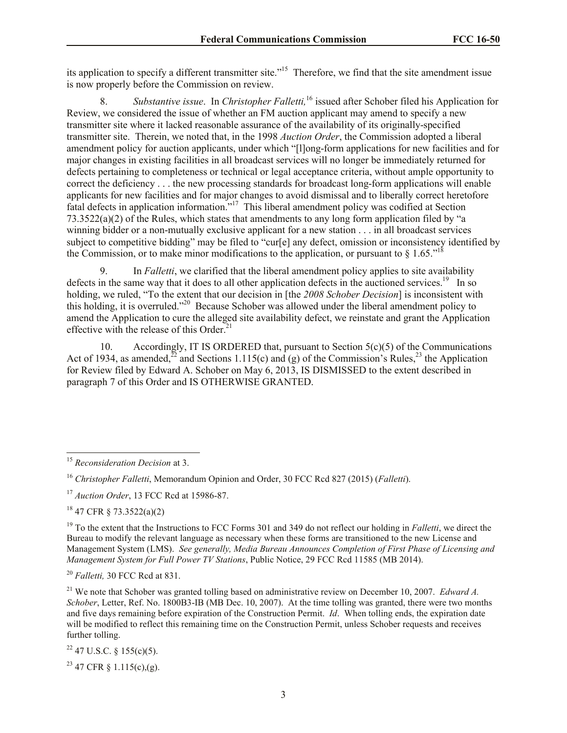its application to specify a different transmitter site."[15] Therefore, we find that the site amendment issue is now properly before the Commission on review.

8. *Substantive issue*. In *Christopher Falletti,*[16] issued after Schober filed his Application for Review, we considered the issue of whether an FM auction applicant may amend to specify a new transmitter site where it lacked reasonable assurance of the availability of its originally-specified transmitter site. Therein, we noted that, in the 1998 *Auction Order*, the Commission adopted a liberal amendment policy for auction applicants, under which "[l]ong-form applications for new facilities and for major changes in existing facilities in all broadcast services will no longer be immediately returned for defects pertaining to completeness or technical or legal acceptance criteria, without ample opportunity to correct the deficiency . . . the new processing standards for broadcast long-form applications will enable applicants for new facilities and for major changes to avoid dismissal and to liberally correct heretofore fatal defects in application information."[17] This liberal amendment policy was codified at Section 73.3522(a)(2) of the Rules, which states that amendments to any long form application filed by "a winning bidder or a non-mutually exclusive applicant for a new station . . . in all broadcast services subject to competitive bidding" may be filed to "cur[e] any defect, omission or inconsistency identified by the Commission, or to make minor modifications to the application, or pursuant to § 1.65."[18]

9. In *Falletti*, we clarified that the liberal amendment policy applies to site availability defects in the same way that it does to all other application defects in the auctioned services.[19] In so holding, we ruled, "To the extent that our decision in [the *2008 Schober Decision*] is inconsistent with this holding, it is overruled."[20] Because Schober was allowed under the liberal amendment policy to amend the Application to cure the alleged site availability defect, we reinstate and grant the Application effective with the release of this Order.[21]

10. Accordingly, IT IS ORDERED that, pursuant to Section 5(c)(5) of the Communications Act of 1934, as amended,[22] and Sections 1.115(c) and (g) of the Commission's Rules,[23] the Application for Review filed by Edward A. Schober on May 6, 2013, IS DISMISSED to the extent described in paragraph 7 of this Order and IS OTHERWISE GRANTED.

---

[15] *Reconsideration Decision* at 3.

[16] *Christopher Falletti*, Memorandum Opinion and Order, 30 FCC Rcd 827 (2015) (*Falletti*).

[17] *Auction Order*, 13 FCC Rcd at 15986-87.

[18] 47 CFR § 73.3522(a)(2)

[19] To the extent that the Instructions to FCC Forms 301 and 349 do not reflect our holding in *Falletti*, we direct the Bureau to modify the relevant language as necessary when these forms are transitioned to the new License and Management System (LMS). *See generally, Media Bureau Announces Completion of First Phase of Licensing and Management System for Full Power TV Stations*, Public Notice, 29 FCC Rcd 11585 (MB 2014).

[20] *Falletti,* 30 FCC Rcd at 831.

[21] We note that Schober was granted tolling based on administrative review on December 10, 2007. *Edward A. Schober*, Letter, Ref. No. 1800B3-IB (MB Dec. 10, 2007). At the time tolling was granted, there were two months and five days remaining before expiration of the Construction Permit. *Id*. When tolling ends, the expiration date will be modified to reflect this remaining time on the Construction Permit, unless Schober requests and receives further tolling.

[22] 47 U.S.C. § 155(c)(5).

[23] 47 CFR § 1.115(c),(g).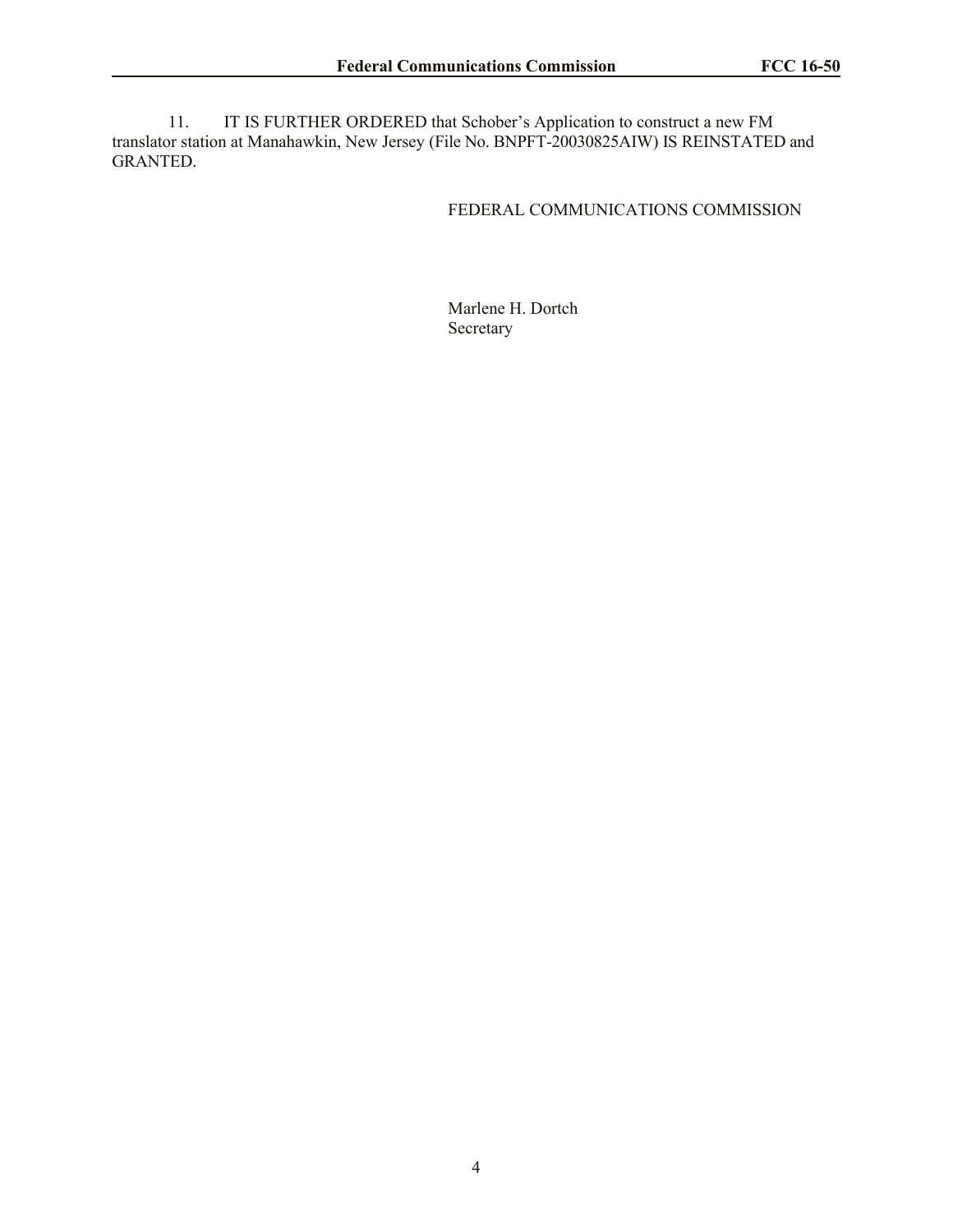11. IT IS FURTHER ORDERED that Schober's Application to construct a new FM translator station at Manahawkin, New Jersey (File No. BNPFT-20030825AIW) IS REINSTATED and GRANTED.

FEDERAL COMMUNICATIONS COMMISSION

Marlene H. Dortch
Secretary